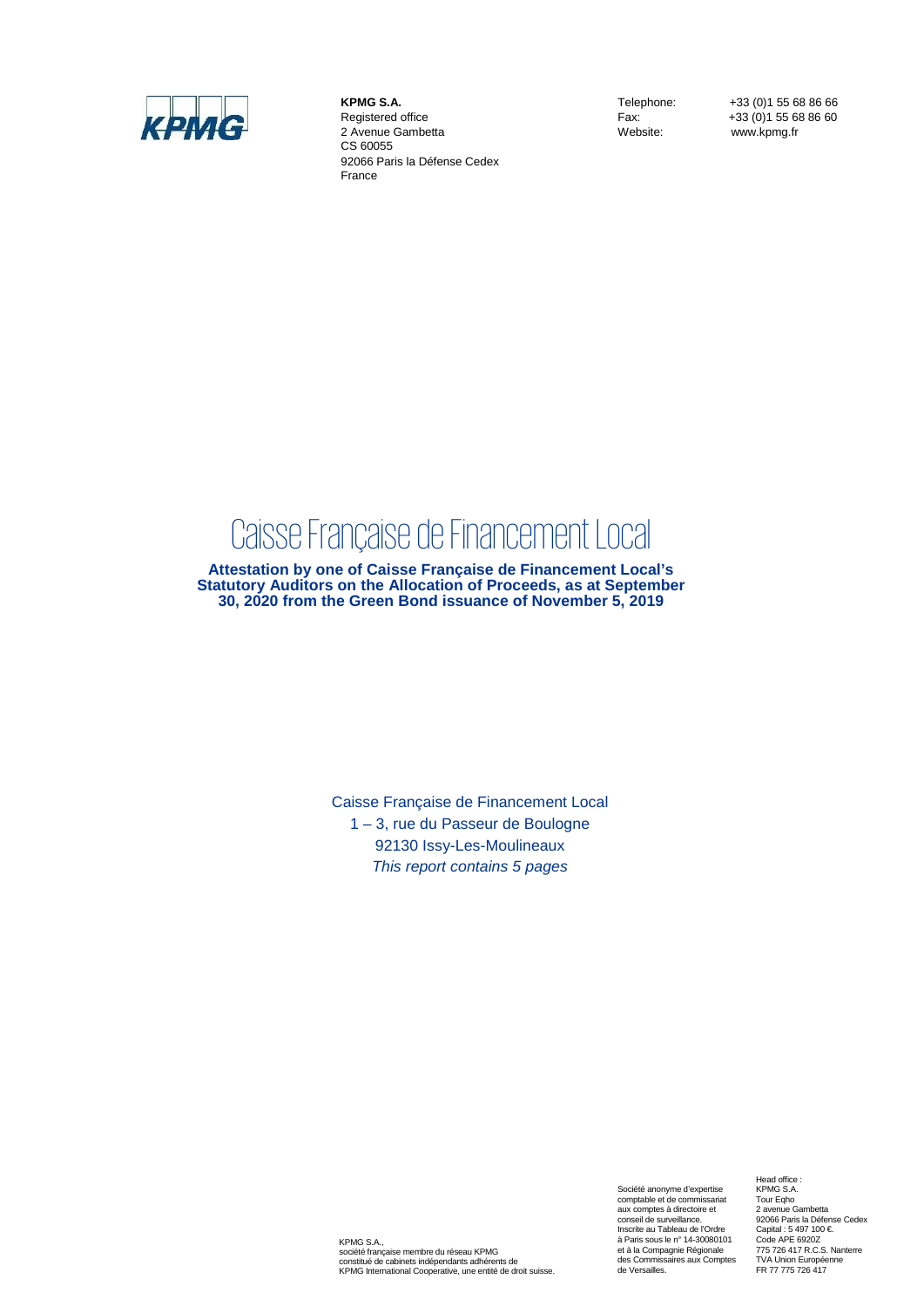**KPMG S.A.**
Registered office
2 Avenue Gambetta
CS 60055
92066 Paris la Défense Cedex
France

Telephone: +33 (0)1 55 68 86 66
Fax: +33 (0)1 55 68 86 60
Website: www.kpmg.fr

# Caisse Française de Financement Local

**Attestation by one of Caisse Française de Financement Local's Statutory Auditors on the Allocation of Proceeds, as at September 30, 2020 from the Green Bond issuance of November 5, 2019**

Caisse Française de Financement Local
1 – 3, rue du Passeur de Boulogne
92130 Issy-Les-Moulineaux
*This report contains 5 pages*

KPMG S.A.,
société française membre du réseau KPMG
constitué de cabinets indépendants adhérents de
KPMG International Cooperative, une entité de droit suisse.

Société anonyme d'expertise
comptable et de commissariat
aux comptes à directoire et
conseil de surveillance.
Inscrite au Tableau de l'Ordre
à Paris sous le n° 14-30080101
et à la Compagnie Régionale
des Commissaires aux Comptes
de Versailles.

Head office :
KPMG S.A.
Tour Eqho
2 avenue Gambetta
92066 Paris la Défense Cedex
Capital : 5 497 100 €.
Code APE 6920Z
775 726 417 R.C.S. Nanterre
TVA Union Européenne
FR 77 775 726 417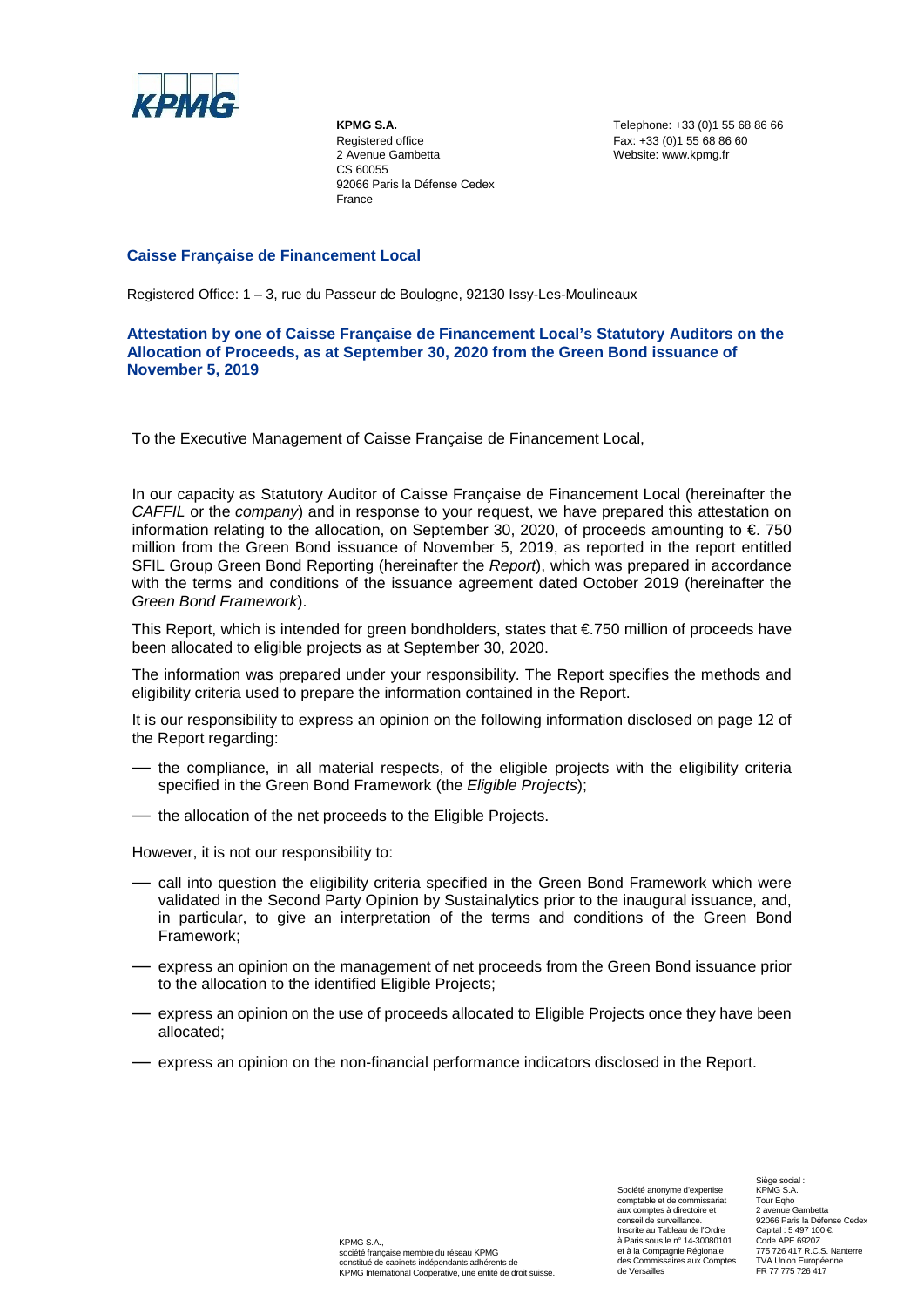**KPMG S.A.**
Registered office
2 Avenue Gambetta
CS 60055
92066 Paris la Défense Cedex
France

Telephone: +33 (0)1 55 68 86 66
Fax: +33 (0)1 55 68 86 60
Website: www.kpmg.fr

## Caisse Française de Financement Local

Registered Office: 1 – 3, rue du Passeur de Boulogne, 92130 Issy-Les-Moulineaux

## Attestation by one of Caisse Française de Financement Local's Statutory Auditors on the Allocation of Proceeds, as at September 30, 2020 from the Green Bond issuance of November 5, 2019

To the Executive Management of Caisse Française de Financement Local,

In our capacity as Statutory Auditor of Caisse Française de Financement Local (hereinafter the *CAFFIL* or the *company*) and in response to your request, we have prepared this attestation on information relating to the allocation, on September 30, 2020, of proceeds amounting to €. 750 million from the Green Bond issuance of November 5, 2019, as reported in the report entitled SFIL Group Green Bond Reporting (hereinafter the *Report*), which was prepared in accordance with the terms and conditions of the issuance agreement dated October 2019 (hereinafter the *Green Bond Framework*).

This Report, which is intended for green bondholders, states that €.750 million of proceeds have been allocated to eligible projects as at September 30, 2020.

The information was prepared under your responsibility. The Report specifies the methods and eligibility criteria used to prepare the information contained in the Report.

It is our responsibility to express an opinion on the following information disclosed on page 12 of the Report regarding:

- the compliance, in all material respects, of the eligible projects with the eligibility criteria specified in the Green Bond Framework (the *Eligible Projects*);
- the allocation of the net proceeds to the Eligible Projects.

However, it is not our responsibility to:

- call into question the eligibility criteria specified in the Green Bond Framework which were validated in the Second Party Opinion by Sustainalytics prior to the inaugural issuance, and, in particular, to give an interpretation of the terms and conditions of the Green Bond Framework;
- express an opinion on the management of net proceeds from the Green Bond issuance prior to the allocation to the identified Eligible Projects;
- express an opinion on the use of proceeds allocated to Eligible Projects once they have been allocated;
- express an opinion on the non-financial performance indicators disclosed in the Report.

KPMG S.A.,
société française membre du réseau KPMG
constitué de cabinets indépendants adhérents de
KPMG International Cooperative, une entité de droit suisse.

Société anonyme d'expertise
comptable et de commissariat
aux comptes à directoire et
conseil de surveillance.
Inscrite au Tableau de l'Ordre
à Paris sous le n° 14-30080101
et à la Compagnie Régionale
des Commissaires aux Comptes
de Versailles

Siège social :
KPMG S.A.
Tour Eqho
2 avenue Gambetta
92066 Paris la Défense Cedex
Capital : 5 497 100 €.
Code APE 6920Z
775 726 417 R.C.S. Nanterre
TVA Union Européenne
FR 77 775 726 417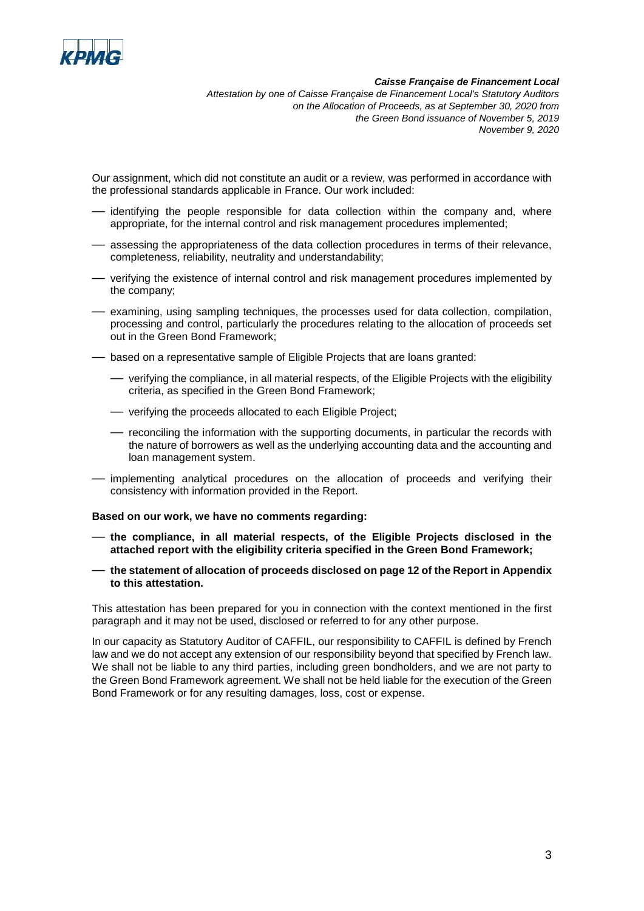Our assignment, which did not constitute an audit or a review, was performed in accordance with the professional standards applicable in France. Our work included:

- identifying the people responsible for data collection within the company and, where appropriate, for the internal control and risk management procedures implemented;
- assessing the appropriateness of the data collection procedures in terms of their relevance, completeness, reliability, neutrality and understandability;
- verifying the existence of internal control and risk management procedures implemented by the company;
- examining, using sampling techniques, the processes used for data collection, compilation, processing and control, particularly the procedures relating to the allocation of proceeds set out in the Green Bond Framework;
- based on a representative sample of Eligible Projects that are loans granted:
  - verifying the compliance, in all material respects, of the Eligible Projects with the eligibility criteria, as specified in the Green Bond Framework;
  - verifying the proceeds allocated to each Eligible Project;
  - reconciling the information with the supporting documents, in particular the records with the nature of borrowers as well as the underlying accounting data and the accounting and loan management system.
- implementing analytical procedures on the allocation of proceeds and verifying their consistency with information provided in the Report.

**Based on our work, we have no comments regarding:**

- **the compliance, in all material respects, of the Eligible Projects disclosed in the attached report with the eligibility criteria specified in the Green Bond Framework;**
- **the statement of allocation of proceeds disclosed on page 12 of the Report in Appendix to this attestation.**

This attestation has been prepared for you in connection with the context mentioned in the first paragraph and it may not be used, disclosed or referred to for any other purpose.

In our capacity as Statutory Auditor of CAFFIL, our responsibility to CAFFIL is defined by French law and we do not accept any extension of our responsibility beyond that specified by French law. We shall not be liable to any third parties, including green bondholders, and we are not party to the Green Bond Framework agreement. We shall not be held liable for the execution of the Green Bond Framework or for any resulting damages, loss, cost or expense.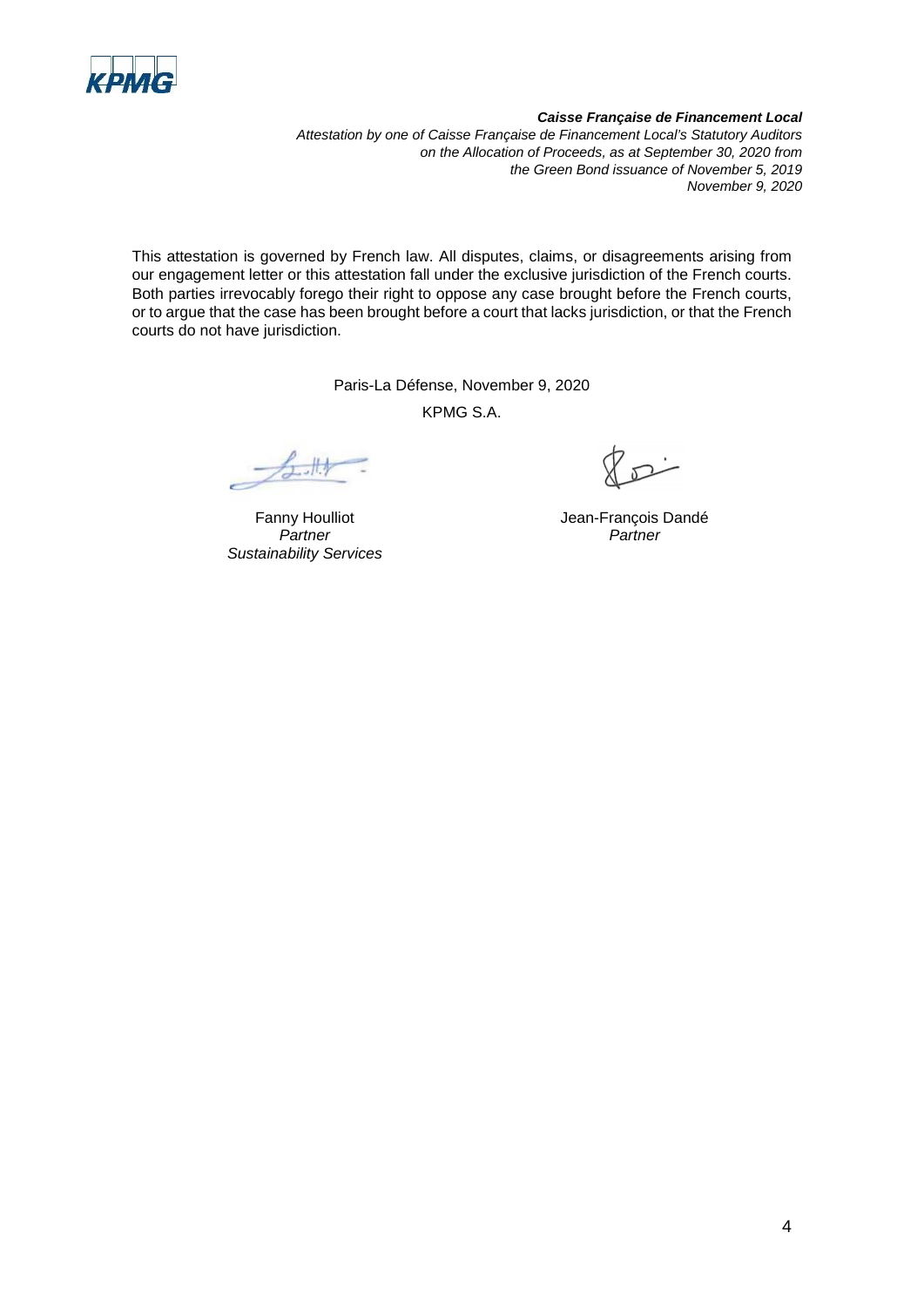This attestation is governed by French law. All disputes, claims, or disagreements arising from our engagement letter or this attestation fall under the exclusive jurisdiction of the French courts. Both parties irrevocably forego their right to oppose any case brought before the French courts, or to argue that the case has been brought before a court that lacks jurisdiction, or that the French courts do not have jurisdiction.

Paris-La Défense, November 9, 2020

KPMG S.A.

Fanny Houlliot
*Partner*
*Sustainability Services*

Jean-François Dandé
*Partner*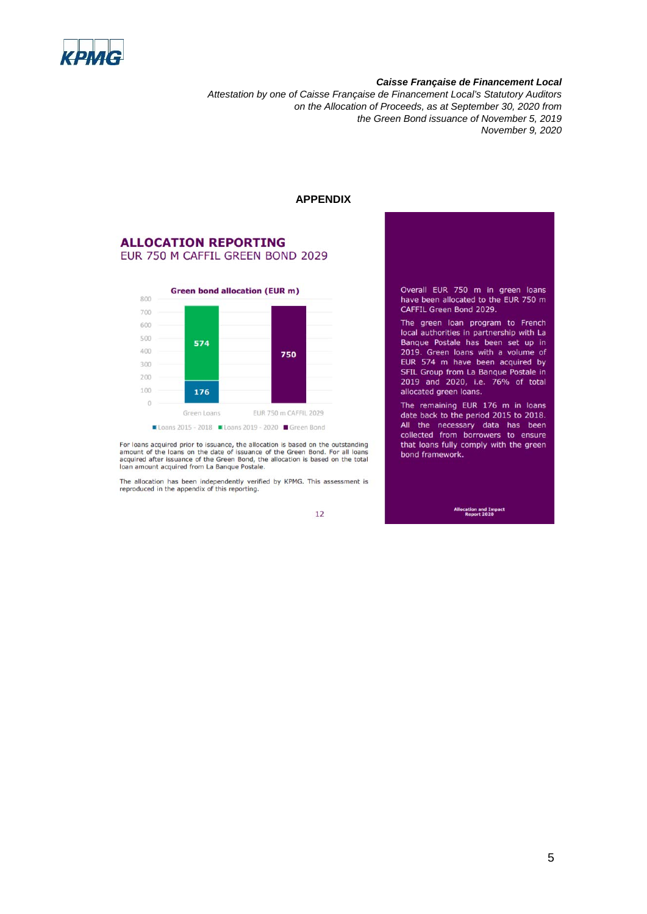*Caisse Française de Financement Local*
*Attestation by one of Caisse Française de Financement Local's Statutory Auditors on the Allocation of Proceeds, as at September 30, 2020 from the Green Bond issuance of November 5, 2019*
*November 9, 2020*

## APPENDIX

### ALLOCATION REPORTING
EUR 750 M CAFFIL GREEN BOND 2029

Green bond allocation (EUR m)

800
700
600
500
400
300
200
100
0

574
176
750

Green Loans
EUR 750 m CAFFIL 2029

Loans 2015 - 2018 Loans 2019 - 2020 Green Bond

For loans acquired prior to issuance, the allocation is based on the outstanding amount of the loans on the date of issuance of the Green Bond. For all loans acquired after issuance of the Green Bond, the allocation is based on the total loan amount acquired from La Banque Postale.

The allocation has been independently verified by KPMG. This assessment is reproduced in the appendix of this reporting.

12

Overall EUR 750 m in green loans have been allocated to the EUR 750 m CAFFIL Green Bond 2029.

The green loan program to French local authorities in partnership with La Banque Postale has been set up in 2019. Green loans with a volume of EUR 574 m have been acquired by SFIL Group from La Banque Postale in 2019 and 2020, i.e. 76% of total allocated green loans.

The remaining EUR 176 m in loans date back to the period 2015 to 2018. All the necessary data has been collected from borrowers to ensure that loans fully comply with the green bond framework.

Allocation and Impact Report 2020